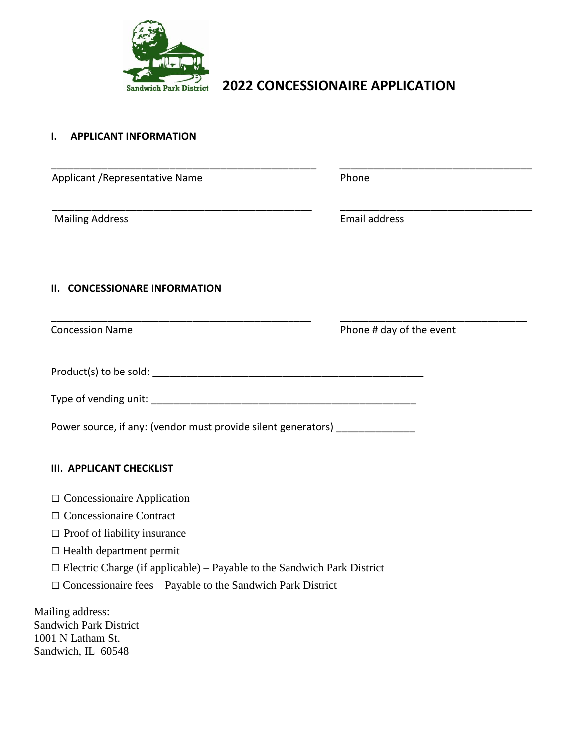Sandwich Park District

# 2022 CONCESSIONAIRE APPLICATION

## I. APPLICANT INFORMATION

\_\_\_\_\_\_\_\_\_\_\_\_\_\_\_\_\_\_\_\_\_\_\_\_\_\_\_\_\_\_\_\_\_\_\_\_\_\_\_\_\_\_\_\_\_\_\_\_ \_\_\_\_\_\_\_\_\_\_\_\_\_\_\_\_\_\_\_\_\_\_\_\_\_\_\_\_\_\_\_\_\_\_\_\_

Applicant /Representative Name — Phone

\_\_\_\_\_\_\_\_\_\_\_\_\_\_\_\_\_\_\_\_\_\_\_\_\_\_\_\_\_\_\_\_\_\_\_\_\_\_\_\_\_\_\_\_\_\_\_\_ \_\_\_\_\_\_\_\_\_\_\_\_\_\_\_\_\_\_\_\_\_\_\_\_\_\_\_\_\_\_\_\_\_\_\_\_

Mailing Address — Email address

## II. CONCESSIONARE INFORMATION

\_\_\_\_\_\_\_\_\_\_\_\_\_\_\_\_\_\_\_\_\_\_\_\_\_\_\_\_\_\_\_\_\_\_\_\_\_\_\_\_\_\_\_\_\_\_\_\_ \_\_\_\_\_\_\_\_\_\_\_\_\_\_\_\_\_\_\_\_\_\_\_\_\_\_\_\_\_\_\_\_\_\_\_\_

Concession Name — Phone # day of the event

Product(s) to be sold: \_\_\_\_\_\_\_\_\_\_\_\_\_\_\_\_\_\_\_\_\_\_\_\_\_\_\_\_\_\_\_\_\_\_\_\_\_\_\_\_\_\_\_\_\_\_\_\_\_\_

Type of vending unit: \_\_\_\_\_\_\_\_\_\_\_\_\_\_\_\_\_\_\_\_\_\_\_\_\_\_\_\_\_\_\_\_\_\_\_\_\_\_\_\_\_\_\_\_\_\_\_\_\_

Power source, if any: (vendor must provide silent generators) \_\_\_\_\_\_\_\_\_\_\_\_\_\_

## III. APPLICANT CHECKLIST

☐ Concessionaire Application

☐ Concessionaire Contract

☐ Proof of liability insurance

☐ Health department permit

☐ Electric Charge (if applicable) – Payable to the Sandwich Park District

☐ Concessionaire fees – Payable to the Sandwich Park District

Mailing address:
Sandwich Park District
1001 N Latham St.
Sandwich, IL 60548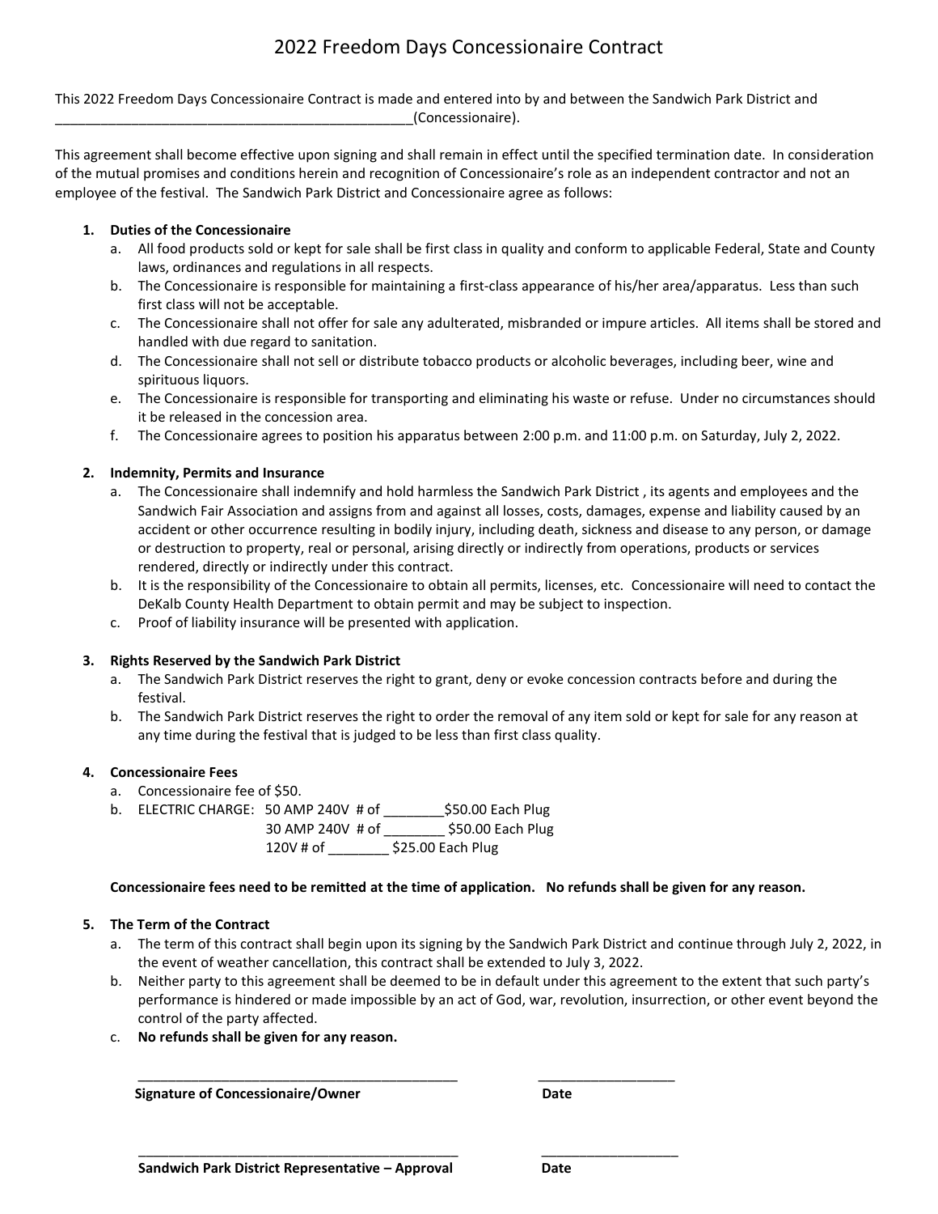# 2022 Freedom Days Concessionaire Contract

This 2022 Freedom Days Concessionaire Contract is made and entered into by and between the Sandwich Park District and _______________________________________________(Concessionaire).

This agreement shall become effective upon signing and shall remain in effect until the specified termination date. In consideration of the mutual promises and conditions herein and recognition of Concessionaire's role as an independent contractor and not an employee of the festival. The Sandwich Park District and Concessionaire agree as follows:

1. **Duties of the Concessionaire**
   a. All food products sold or kept for sale shall be first class in quality and conform to applicable Federal, State and County laws, ordinances and regulations in all respects.
   b. The Concessionaire is responsible for maintaining a first-class appearance of his/her area/apparatus. Less than such first class will not be acceptable.
   c. The Concessionaire shall not offer for sale any adulterated, misbranded or impure articles. All items shall be stored and handled with due regard to sanitation.
   d. The Concessionaire shall not sell or distribute tobacco products or alcoholic beverages, including beer, wine and spirituous liquors.
   e. The Concessionaire is responsible for transporting and eliminating his waste or refuse. Under no circumstances should it be released in the concession area.
   f. The Concessionaire agrees to position his apparatus between 2:00 p.m. and 11:00 p.m. on Saturday, July 2, 2022.

2. **Indemnity, Permits and Insurance**
   a. The Concessionaire shall indemnify and hold harmless the Sandwich Park District , its agents and employees and the Sandwich Fair Association and assigns from and against all losses, costs, damages, expense and liability caused by an accident or other occurrence resulting in bodily injury, including death, sickness and disease to any person, or damage or destruction to property, real or personal, arising directly or indirectly from operations, products or services rendered, directly or indirectly under this contract.
   b. It is the responsibility of the Concessionaire to obtain all permits, licenses, etc. Concessionaire will need to contact the DeKalb County Health Department to obtain permit and may be subject to inspection.
   c. Proof of liability insurance will be presented with application.

3. **Rights Reserved by the Sandwich Park District**
   a. The Sandwich Park District reserves the right to grant, deny or evoke concession contracts before and during the festival.
   b. The Sandwich Park District reserves the right to order the removal of any item sold or kept for sale for any reason at any time during the festival that is judged to be less than first class quality.

4. **Concessionaire Fees**
   a. Concessionaire fee of $50.
   b. ELECTRIC CHARGE: 50 AMP 240V # of ________$50.00 Each Plug
      30 AMP 240V # of ________ $50.00 Each Plug
      120V # of ________ $25.00 Each Plug

   **Concessionaire fees need to be remitted at the time of application. No refunds shall be given for any reason.**

5. **The Term of the Contract**
   a. The term of this contract shall begin upon its signing by the Sandwich Park District and continue through July 2, 2022, in the event of weather cancellation, this contract shall be extended to July 3, 2022.
   b. Neither party to this agreement shall be deemed to be in default under this agreement to the extent that such party's performance is hindered or made impossible by an act of God, war, revolution, insurrection, or other event beyond the control of the party affected.
   c. **No refunds shall be given for any reason.**

_____________________________________________ ___________________
**Signature of Concessionaire/Owner** **Date**

_____________________________________________ ___________________
**Sandwich Park District Representative – Approval** **Date**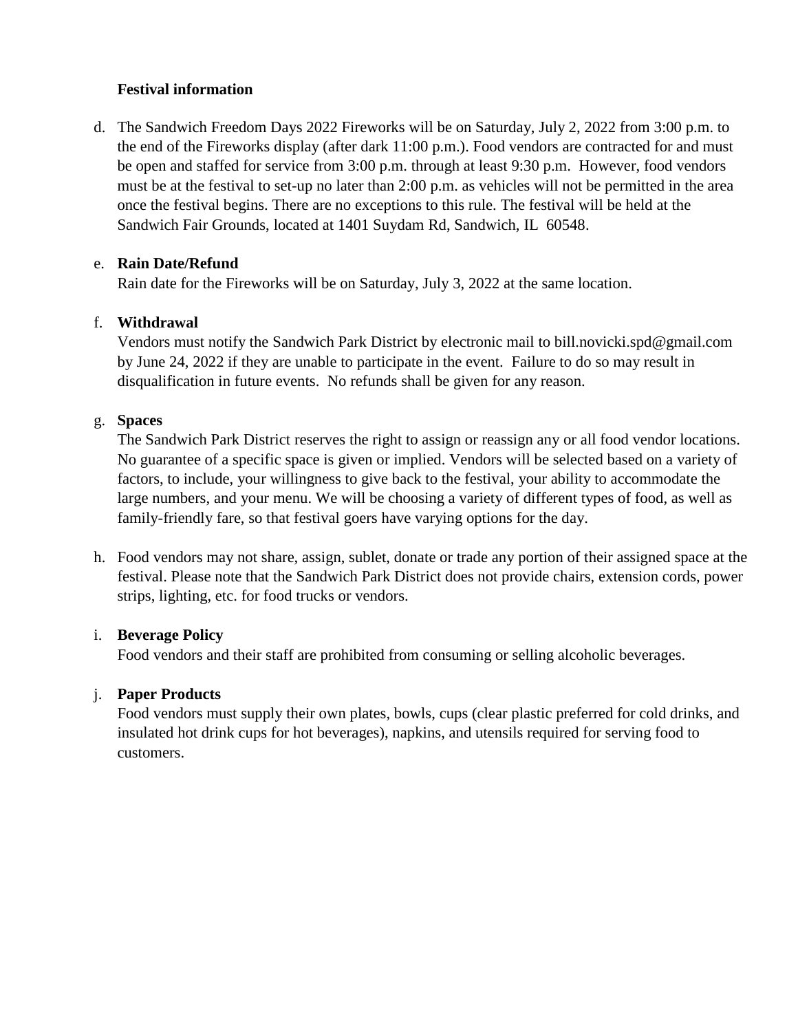**Festival information**

d. The Sandwich Freedom Days 2022 Fireworks will be on Saturday, July 2, 2022 from 3:00 p.m. to the end of the Fireworks display (after dark 11:00 p.m.). Food vendors are contracted for and must be open and staffed for service from 3:00 p.m. through at least 9:30 p.m. However, food vendors must be at the festival to set-up no later than 2:00 p.m. as vehicles will not be permitted in the area once the festival begins. There are no exceptions to this rule. The festival will be held at the Sandwich Fair Grounds, located at 1401 Suydam Rd, Sandwich, IL 60548.

e. **Rain Date/Refund**
Rain date for the Fireworks will be on Saturday, July 3, 2022 at the same location.

f. **Withdrawal**
Vendors must notify the Sandwich Park District by electronic mail to bill.novicki.spd@gmail.com by June 24, 2022 if they are unable to participate in the event. Failure to do so may result in disqualification in future events. No refunds shall be given for any reason.

g. **Spaces**
The Sandwich Park District reserves the right to assign or reassign any or all food vendor locations. No guarantee of a specific space is given or implied. Vendors will be selected based on a variety of factors, to include, your willingness to give back to the festival, your ability to accommodate the large numbers, and your menu. We will be choosing a variety of different types of food, as well as family-friendly fare, so that festival goers have varying options for the day.

h. Food vendors may not share, assign, sublet, donate or trade any portion of their assigned space at the festival. Please note that the Sandwich Park District does not provide chairs, extension cords, power strips, lighting, etc. for food trucks or vendors.

i. **Beverage Policy**
Food vendors and their staff are prohibited from consuming or selling alcoholic beverages.

j. **Paper Products**
Food vendors must supply their own plates, bowls, cups (clear plastic preferred for cold drinks, and insulated hot drink cups for hot beverages), napkins, and utensils required for serving food to customers.